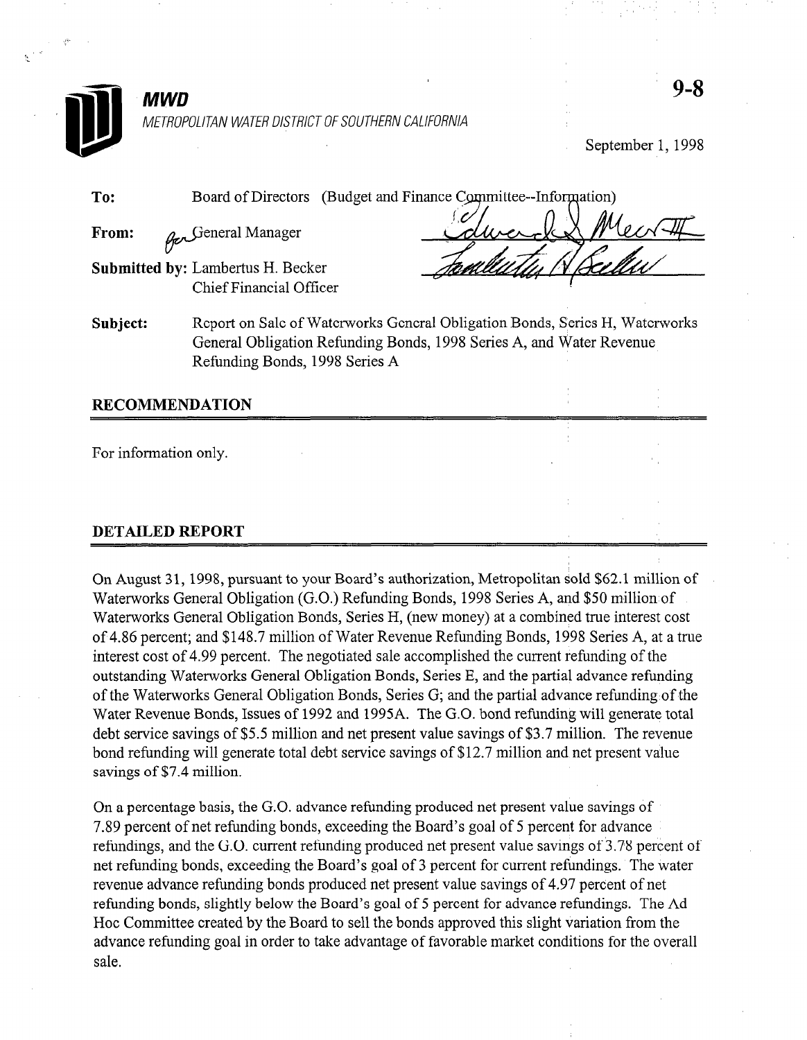**MWD**

*METROPOLITAN WATER DISTRICT OF SOUTHERN CALIFORNIA*

9-8

September 1, 1998

**To:** Board of Directors (Budget and Finance Committee--Information)

**From:** General Manager

**Submitted by:** Lambertus H. Becker
Chief Financial Officer

**Subject:** Report on Sale of Waterworks General Obligation Bonds, Series H, Waterworks General Obligation Refunding Bonds, 1998 Series A, and Water Revenue Refunding Bonds, 1998 Series A

## RECOMMENDATION

For information only.

## DETAILED REPORT

On August 31, 1998, pursuant to your Board's authorization, Metropolitan sold $62.1 million of Waterworks General Obligation (G.O.) Refunding Bonds, 1998 Series A, and $50 million of Waterworks General Obligation Bonds, Series H, (new money) at a combined true interest cost of 4.86 percent; and $148.7 million of Water Revenue Refunding Bonds, 1998 Series A, at a true interest cost of 4.99 percent. The negotiated sale accomplished the current refunding of the outstanding Waterworks General Obligation Bonds, Series E, and the partial advance refunding of the Waterworks General Obligation Bonds, Series G; and the partial advance refunding of the Water Revenue Bonds, Issues of 1992 and 1995A. The G.O. bond refunding will generate total debt service savings of $5.5 million and net present value savings of $3.7 million. The revenue bond refunding will generate total debt service savings of $12.7 million and net present value savings of $7.4 million.

On a percentage basis, the G.O. advance refunding produced net present value savings of 7.89 percent of net refunding bonds, exceeding the Board's goal of 5 percent for advance refundings, and the G.O. current refunding produced net present value savings of 3.78 percent of net refunding bonds, exceeding the Board's goal of 3 percent for current refundings. The water revenue advance refunding bonds produced net present value savings of 4.97 percent of net refunding bonds, slightly below the Board's goal of 5 percent for advance refundings. The Ad Hoc Committee created by the Board to sell the bonds approved this slight variation from the advance refunding goal in order to take advantage of favorable market conditions for the overall sale.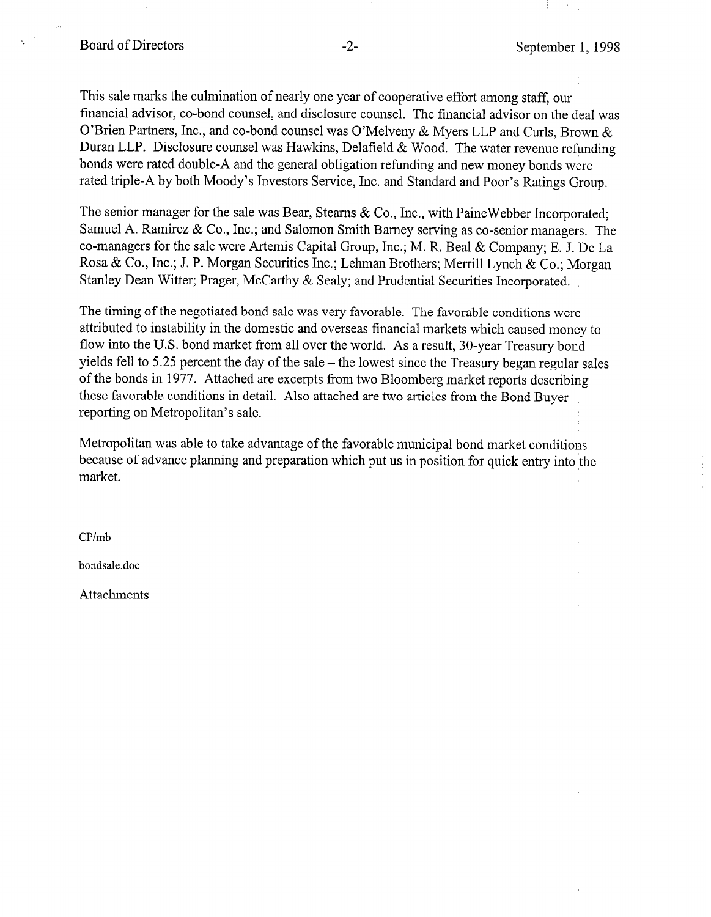This sale marks the culmination of nearly one year of cooperative effort among staff, our financial advisor, co-bond counsel, and disclosure counsel. The financial advisor on the deal was O'Brien Partners, Inc., and co-bond counsel was O'Melveny & Myers LLP and Curls, Brown & Duran LLP. Disclosure counsel was Hawkins, Delafield & Wood. The water revenue refunding bonds were rated double-A and the general obligation refunding and new money bonds were rated triple-A by both Moody's Investors Service, Inc. and Standard and Poor's Ratings Group.

The senior manager for the sale was Bear, Stearns & Co., Inc., with PaineWebber Incorporated; Samuel A. Ramirez & Co., Inc.; and Salomon Smith Barney serving as co-senior managers. The co-managers for the sale were Artemis Capital Group, Inc.; M. R. Beal & Company; E. J. De La Rosa & Co., Inc.; J. P. Morgan Securities Inc.; Lehman Brothers; Merrill Lynch & Co.; Morgan Stanley Dean Witter; Prager, McCarthy & Sealy; and Prudential Securities Incorporated.

The timing of the negotiated bond sale was very favorable. The favorable conditions were attributed to instability in the domestic and overseas financial markets which caused money to flow into the U.S. bond market from all over the world. As a result, 30-year Treasury bond yields fell to 5.25 percent the day of the sale – the lowest since the Treasury began regular sales of the bonds in 1977. Attached are excerpts from two Bloomberg market reports describing these favorable conditions in detail. Also attached are two articles from the Bond Buyer reporting on Metropolitan's sale.

Metropolitan was able to take advantage of the favorable municipal bond market conditions because of advance planning and preparation which put us in position for quick entry into the market.

CP/mb

bondsale.doc

Attachments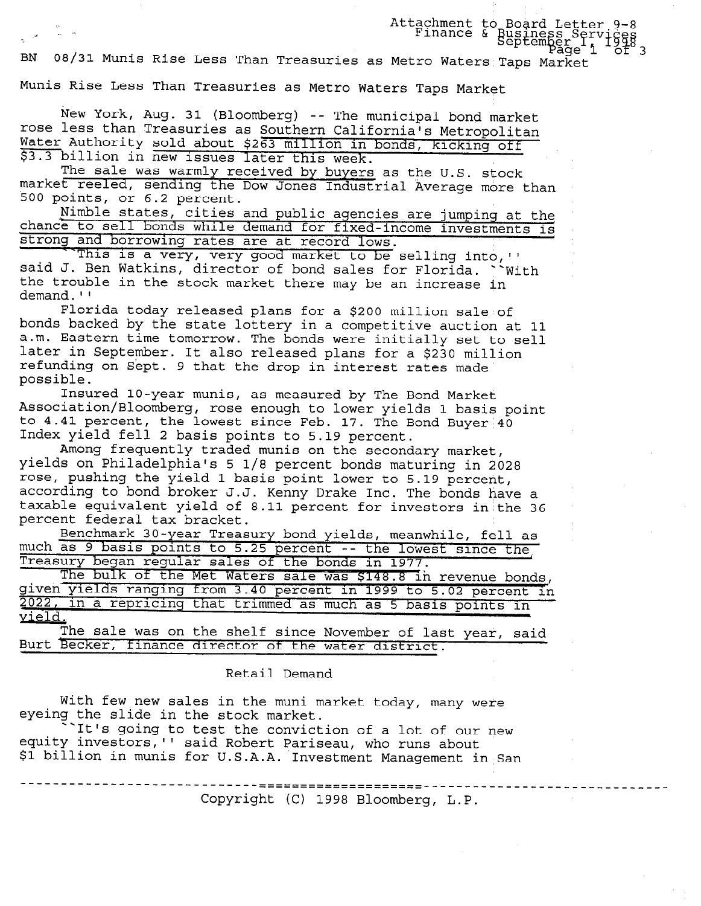Attachment to Board Letter 9-8
Finance & Business Services
September 1, 1998

BN 08/31 Munis Rise Less Than Treasuries as Metro Waters Taps Market

Munis Rise Less Than Treasuries as Metro Waters Taps Market

New York, Aug. 31 (Bloomberg) -- The municipal bond market rose less than Treasuries as Southern California's Metropolitan Water Authority sold about $263 million in bonds, kicking off $3.3 billion in new issues later this week.

The sale was warmly received by buyers as the U.S. stock market reeled, sending the Dow Jones Industrial Average more than 500 points, or 6.2 percent.

Nimble states, cities and public agencies are jumping at the chance to sell bonds while demand for fixed-income investments is strong and borrowing rates are at record lows.

``This is a very, very good market to be selling into,'' said J. Ben Watkins, director of bond sales for Florida. ``With the trouble in the stock market there may be an increase in demand.''

Florida today released plans for a $200 million sale of bonds backed by the state lottery in a competitive auction at 11 a.m. Eastern time tomorrow. The bonds were initially set to sell later in September. It also released plans for a $230 million refunding on Sept. 9 that the drop in interest rates made possible.

Insured 10-year munis, as measured by The Bond Market Association/Bloomberg, rose enough to lower yields 1 basis point to 4.41 percent, the lowest since Feb. 17. The Bond Buyer 40 Index yield fell 2 basis points to 5.19 percent.

Among frequently traded munis on the secondary market, yields on Philadelphia's 5 1/8 percent bonds maturing in 2028 rose, pushing the yield 1 basis point lower to 5.19 percent, according to bond broker J.J. Kenny Drake Inc. The bonds have a taxable equivalent yield of 8.11 percent for investors in the 36 percent federal tax bracket.

Benchmark 30-year Treasury bond yields, meanwhile, fell as much as 9 basis points to 5.25 percent -- the lowest since the Treasury began regular sales of the bonds in 1977.

The bulk of the Met Waters sale was $148.8 in revenue bonds, given yields ranging from 3.40 percent in 1999 to 5.02 percent in 2022, in a repricing that trimmed as much as 5 basis points in yield.

The sale was on the shelf since November of last year, said Burt Becker, finance director of the water district.

## Retail Demand

With few new sales in the muni market today, many were eyeing the slide in the stock market.

``It's going to test the conviction of a lot of our new equity investors,'' said Robert Pariseau, who runs about $1 billion in munis for U.S.A.A. Investment Management in San

Copyright (C) 1998 Bloomberg, L.P.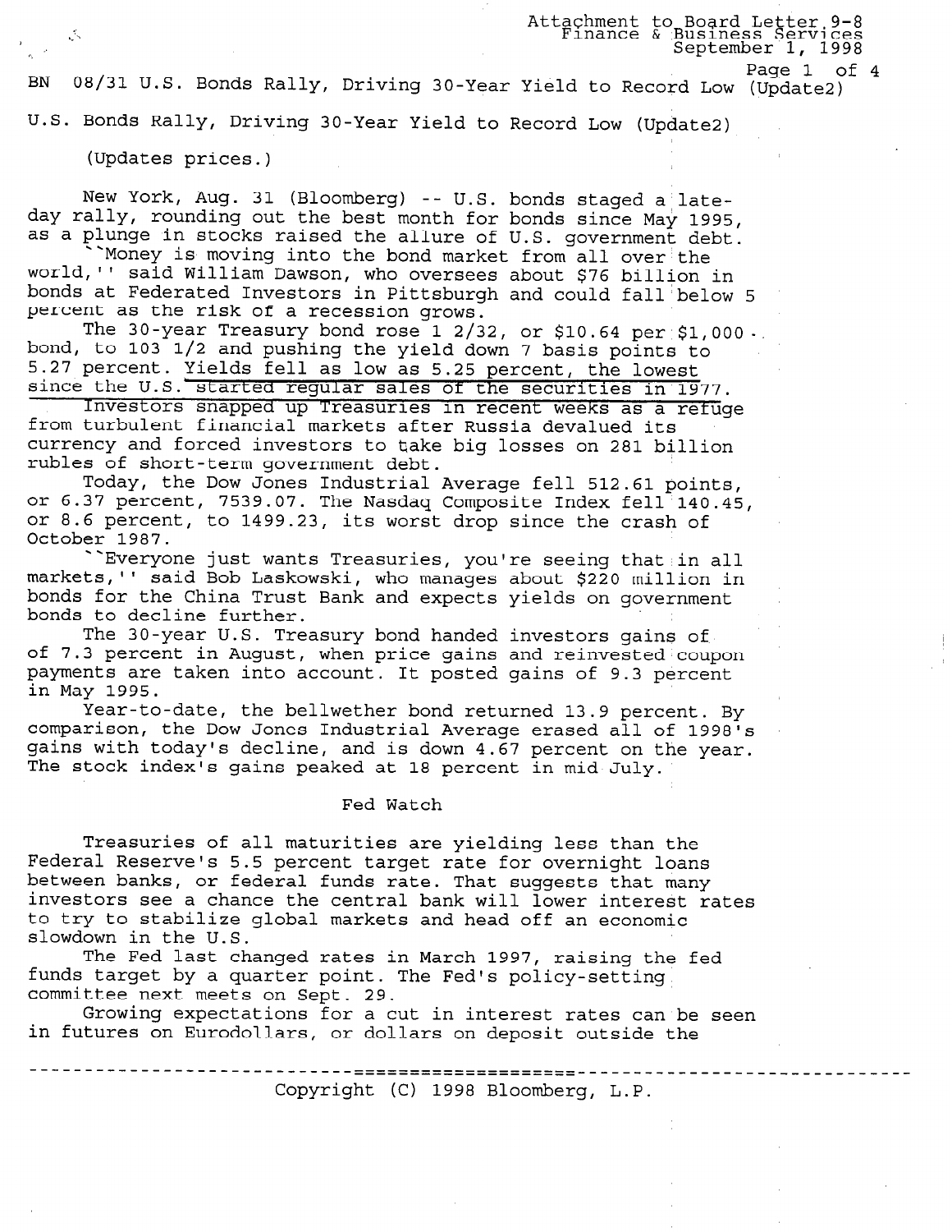BN 08/31 U.S. Bonds Rally, Driving 30-Year Yield to Record Low (Update2)

U.S. Bonds Rally, Driving 30-Year Yield to Record Low (Update2)

(Updates prices.)

New York, Aug. 31 (Bloomberg) -- U.S. bonds staged a late-day rally, rounding out the best month for bonds since May 1995, as a plunge in stocks raised the allure of U.S. government debt.

``Money is moving into the bond market from all over the world,'' said William Dawson, who oversees about $76 billion in bonds at Federated Investors in Pittsburgh and could fall below 5 percent as the risk of a recession grows.

The 30-year Treasury bond rose 1 2/32, or $10.64 per $1,000 bond, to 103 1/2 and pushing the yield down 7 basis points to 5.27 percent. Yields fell as low as 5.25 percent, the lowest since the U.S. started regular sales of the securities in 1977.

Investors snapped up Treasuries in recent weeks as a refuge from turbulent financial markets after Russia devalued its currency and forced investors to take big losses on 281 billion rubles of short-term government debt.

Today, the Dow Jones Industrial Average fell 512.61 points, or 6.37 percent, 7539.07. The Nasdaq Composite Index fell 140.45, or 8.6 percent, to 1499.23, its worst drop since the crash of October 1987.

``Everyone just wants Treasuries, you're seeing that in all markets,'' said Bob Laskowski, who manages about $220 million in bonds for the China Trust Bank and expects yields on government bonds to decline further.

The 30-year U.S. Treasury bond handed investors gains of of 7.3 percent in August, when price gains and reinvested coupon payments are taken into account. It posted gains of 9.3 percent in May 1995.

Year-to-date, the bellwether bond returned 13.9 percent. By comparison, the Dow Jones Industrial Average erased all of 1998's gains with today's decline, and is down 4.67 percent on the year. The stock index's gains peaked at 18 percent in mid July.

## Fed Watch

Treasuries of all maturities are yielding less than the Federal Reserve's 5.5 percent target rate for overnight loans between banks, or federal funds rate. That suggests that many investors see a chance the central bank will lower interest rates to try to stabilize global markets and head off an economic slowdown in the U.S.

The Fed last changed rates in March 1997, raising the fed funds target by a quarter point. The Fed's policy-setting committee next meets on Sept. 29.

Growing expectations for a cut in interest rates can be seen in futures on Eurodollars, or dollars on deposit outside the

Copyright (C) 1998 Bloomberg, L.P.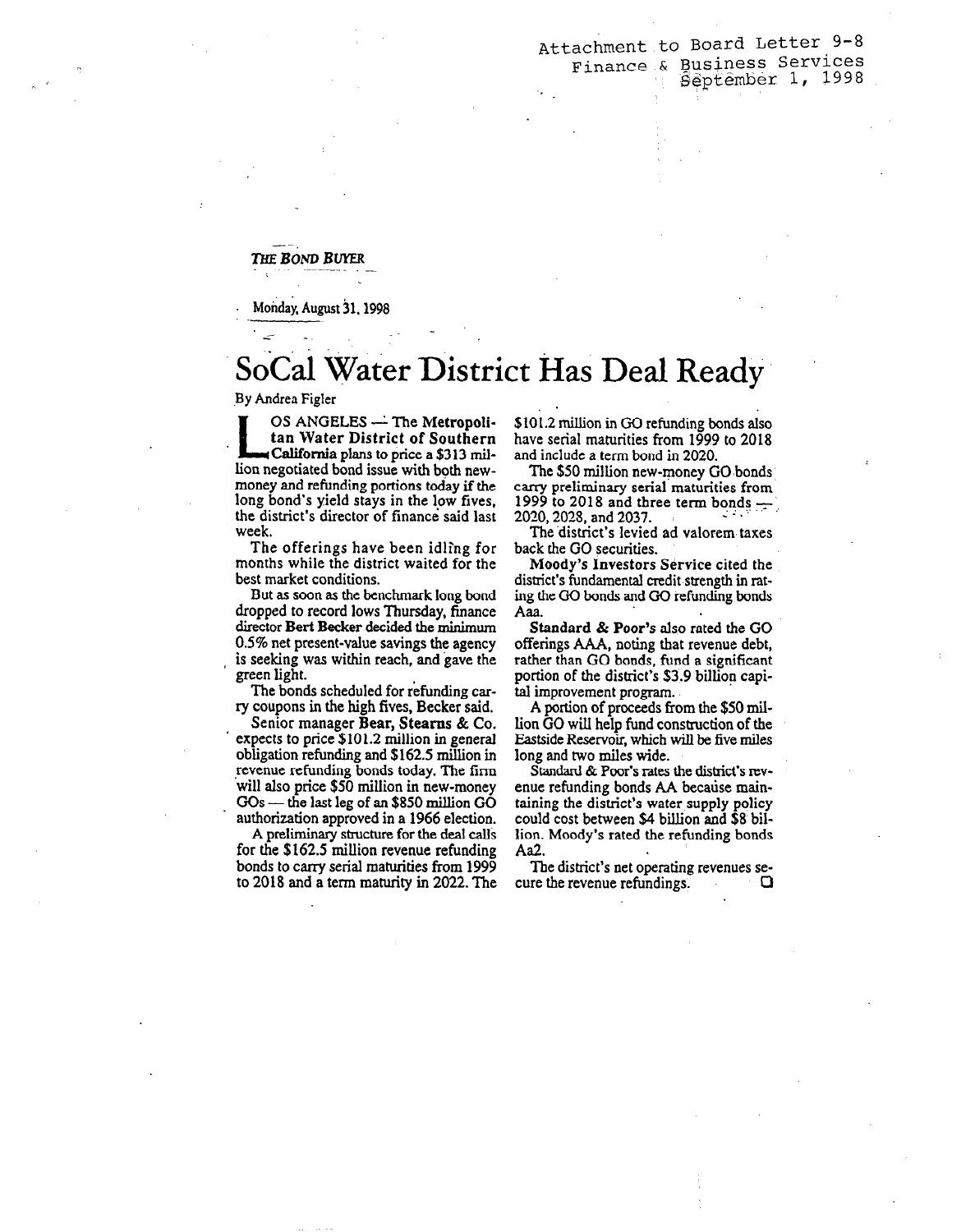Attachment to Board Letter 9-8
Finance & Business Services
September 1, 1998

*THE BOND BUYER*

Monday, August 31, 1998

# SoCal Water District Has Deal Ready

By Andrea Figler

LOS ANGELES — The **Metropolitan Water District of Southern California** plans to price a $313 million negotiated bond issue with both new-money and refunding portions today if the long bond's yield stays in the low fives, the district's director of finance said last week.

The offerings have been idling for months while the district waited for the best market conditions.

But as soon as the benchmark long bond dropped to record lows Thursday, finance director **Bert Becker** decided the minimum 0.5% net present-value savings the agency is seeking was within reach, and gave the green light.

The bonds scheduled for refunding carry coupons in the high fives, Becker said.

Senior manager **Bear, Stearns & Co.** expects to price $101.2 million in general obligation refunding and $162.5 million in revenue refunding bonds today. The firm will also price $50 million in new-money GOs — the last leg of an $850 million GO authorization approved in a 1966 election.

A preliminary structure for the deal calls for the $162.5 million revenue refunding bonds to carry serial maturities from 1999 to 2018 and a term maturity in 2022. The $101.2 million in GO refunding bonds also have serial maturities from 1999 to 2018 and include a term bond in 2020.

The $50 million new-money GO bonds carry preliminary serial maturities from 1999 to 2018 and three term bonds — 2020, 2028, and 2037.

The district's levied ad valorem taxes back the GO securities.

**Moody's Investors Service** cited the district's fundamental credit strength in rating the GO bonds and GO refunding bonds Aaa.

**Standard & Poor's** also rated the GO offerings AAA, noting that revenue debt, rather than GO bonds, fund a significant portion of the district's $3.9 billion capital improvement program.

A portion of proceeds from the $50 million GO will help fund construction of the Eastside Reservoir, which will be five miles long and two miles wide.

Standard & Poor's rates the district's revenue refunding bonds AA because maintaining the district's water supply policy could cost between $4 billion and $8 billion. Moody's rated the refunding bonds Aa2.

The district's net operating revenues secure the revenue refundings. ❑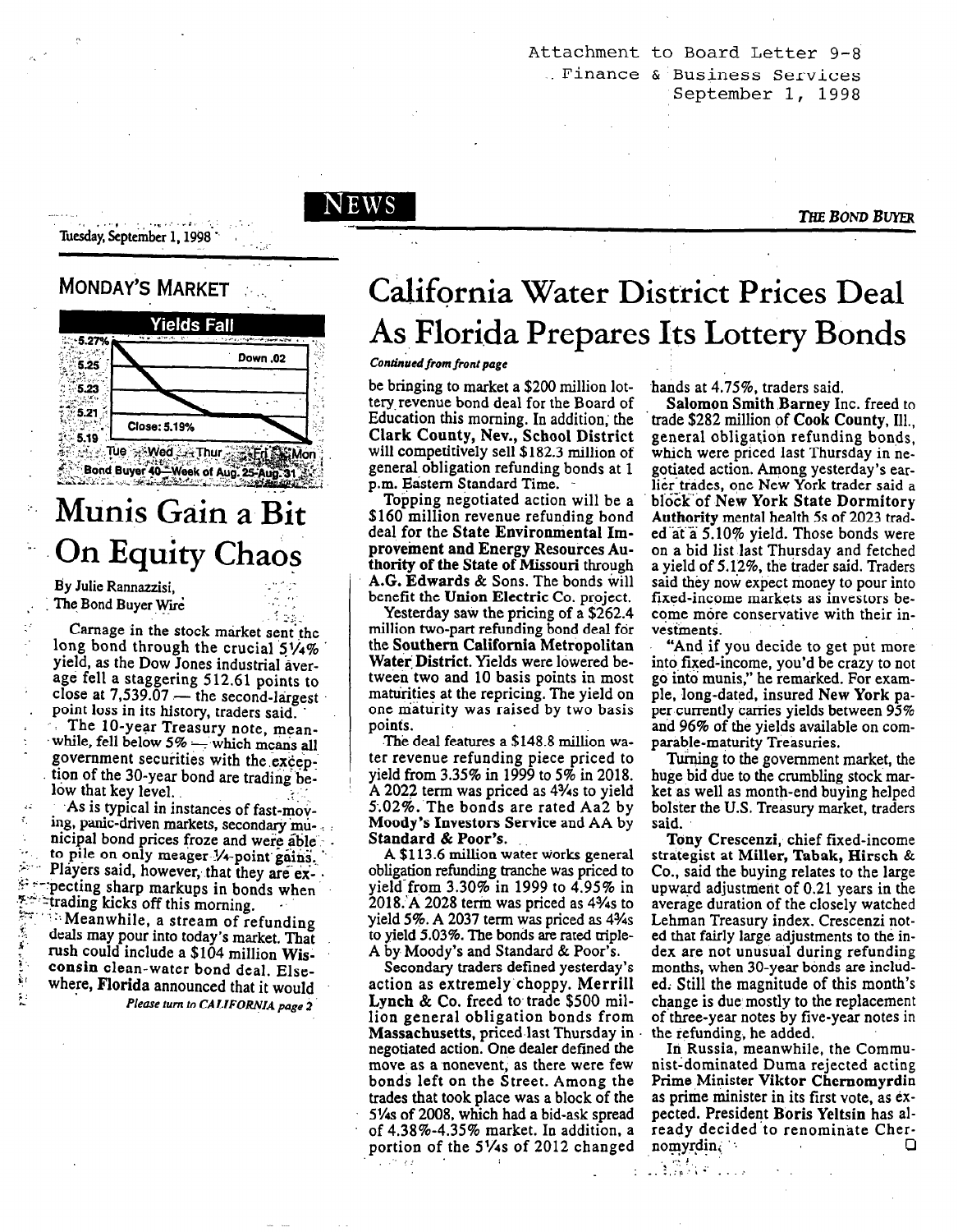Attachment to Board Letter 9-8
Finance & Business Services
September 1, 1998

NEWS

THE BOND BUYER

Tuesday, September 1, 1998

## MONDAY'S MARKET

Yields Fall

5.27%
5.25
5.23
5.21
5.19
Down .02
Close: 5.19%
Tue Wed Thur Fri Mon
Bond Buyer 40—Week of Aug. 25-Aug. 31

# Munis Gain a Bit On Equity Chaos

By Julie Rannazzisi,
The Bond Buyer Wire

Carnage in the stock market sent the long bond through the crucial 5¼% yield, as the Dow Jones industrial average fell a staggering 512.61 points to close at 7,539.07 — the second-largest point loss in its history, traders said.

The 10-year Treasury note, meanwhile, fell below 5% — which means all government securities with the exception of the 30-year bond are trading below that key level.

As is typical in instances of fast-moving, panic-driven markets, secondary municipal bond prices froze and were able to pile on only meager ¼-point gains. Players said, however, that they are expecting sharp markups in bonds when trading kicks off this morning.

Meanwhile, a stream of refunding deals may pour into today's market. That rush could include a $104 million **Wisconsin** clean-water bond deal. Elsewhere, **Florida** announced that it would

*Please turn to CALIFORNIA page 2*

# California Water District Prices Deal As Florida Prepares Its Lottery Bonds

*Continued from front page*

be bringing to market a $200 million lottery revenue bond deal for the Board of Education this morning. In addition, the **Clark County, Nev., School District** will competitively sell $182.3 million of general obligation refunding bonds at 1 p.m. Eastern Standard Time.

Topping negotiated action will be a $160 million revenue refunding bond deal for the **State Environmental Improvement and Energy Resources Authority of the State of Missouri** through **A.G. Edwards** & Sons. The bonds will benefit the **Union Electric** Co. project.

Yesterday saw the pricing of a $262.4 million two-part refunding bond deal for the **Southern California Metropolitan Water District**. Yields were lowered between two and 10 basis points in most maturities at the repricing. The yield on one maturity was raised by two basis points.

The deal features a $148.8 million water revenue refunding piece priced to yield from 3.35% in 1999 to 5% in 2018. A 2022 term was priced as 4¾s to yield 5.02%. The bonds are rated Aa2 by **Moody's Investors Service** and AA by **Standard & Poor's**.

A $113.6 million water works general obligation refunding tranche was priced to yield from 3.30% in 1999 to 4.95% in 2018. A 2028 term was priced as 4¾s to yield 5%. A 2037 term was priced as 4¾s to yield 5.03%. The bonds are rated triple-A by Moody's and Standard & Poor's.

Secondary traders defined yesterday's action as extremely choppy. **Merrill Lynch** & Co. freed to trade $500 million general obligation bonds from **Massachusetts**, priced last Thursday in negotiated action. One dealer defined the move as a nonevent, as there were few bonds left on the Street. Among the trades that took place was a block of the 5¼s of 2008, which had a bid-ask spread of 4.38%-4.35% market. In addition, a portion of the 5¼s of 2012 changed hands at 4.75%, traders said.

**Salomon Smith Barney** Inc. freed to trade $282 million of **Cook County, Ill.**, general obligation refunding bonds, which were priced last Thursday in negotiated action. Among yesterday's earlier trades, one New York trader said a block of **New York State Dormitory Authority** mental health 5s of 2023 traded at a 5.10% yield. Those bonds were on a bid list last Thursday and fetched a yield of 5.12%, the trader said. Traders said they now expect money to pour into fixed-income markets as investors become more conservative with their investments.

"And if you decide to get put more into fixed-income, you'd be crazy to not go into munis," he remarked. For example, long-dated, insured **New York** paper currently carries yields between 95% and 96% of the yields available on comparable-maturity Treasuries.

Turning to the government market, the huge bid due to the crumbling stock market as well as month-end buying helped bolster the U.S. Treasury market, traders said.

**Tony Crescenzi**, chief fixed-income strategist at **Miller, Tabak, Hirsch** & Co., said the buying relates to the large upward adjustment of 0.21 years in the average duration of the closely watched Lehman Treasury index. Crescenzi noted that fairly large adjustments to the index are not unusual during refunding months, when 30-year bonds are included. Still the magnitude of this month's change is due mostly to the replacement of three-year notes by five-year notes in the refunding, he added.

In Russia, meanwhile, the Communist-dominated Duma rejected acting **Prime Minister Viktor Chernomyrdin** as prime minister in its first vote, as expected. President **Boris Yeltsin** has already decided to renominate Chernomyrdin.